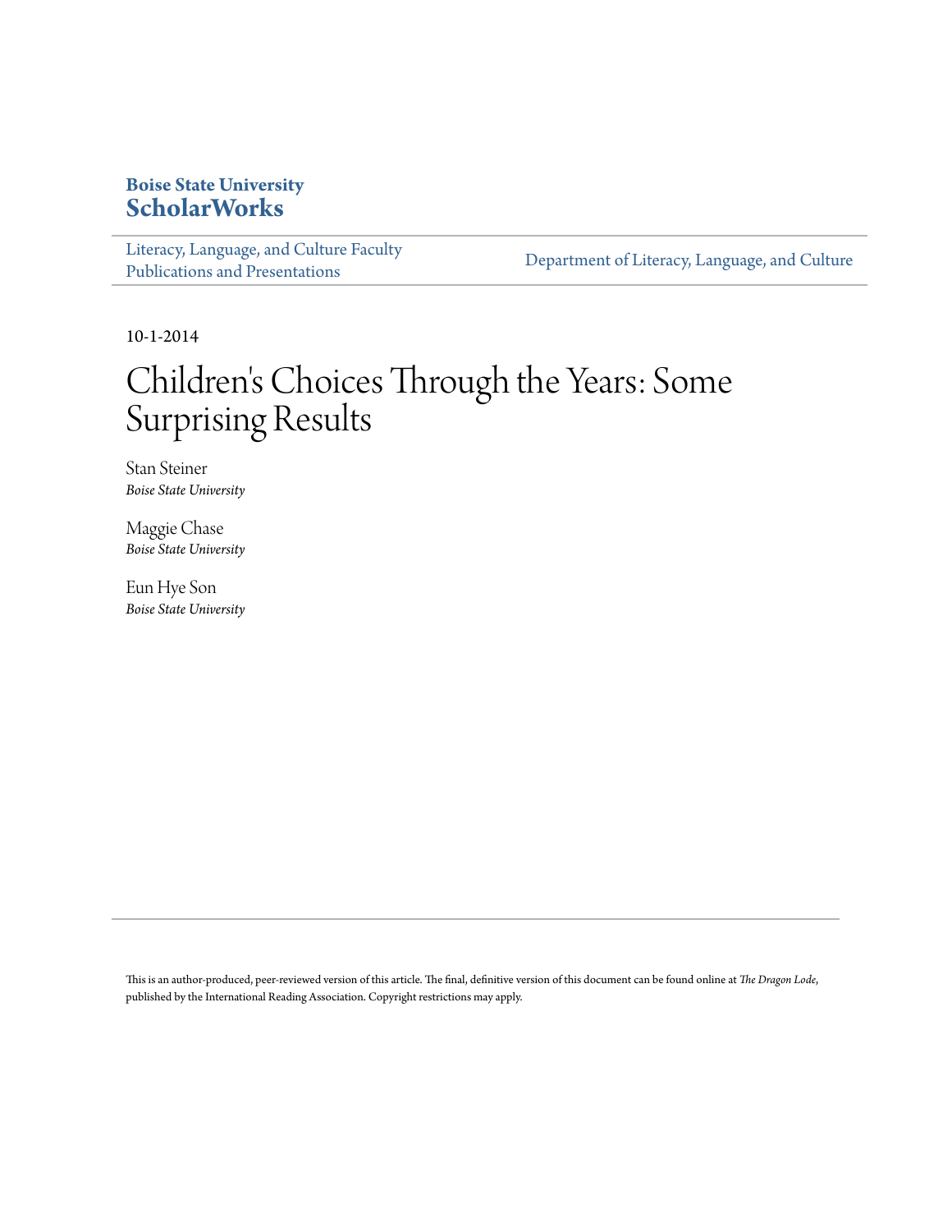**Boise State University**
**ScholarWorks**

Literacy, Language, and Culture Faculty Publications and Presentations | Department of Literacy, Language, and Culture

10-1-2014

# Children's Choices Through the Years: Some Surprising Results

Stan Steiner
*Boise State University*

Maggie Chase
*Boise State University*

Eun Hye Son
*Boise State University*

This is an author-produced, peer-reviewed version of this article. The final, definitive version of this document can be found online at *The Dragon Lode*, published by the International Reading Association. Copyright restrictions may apply.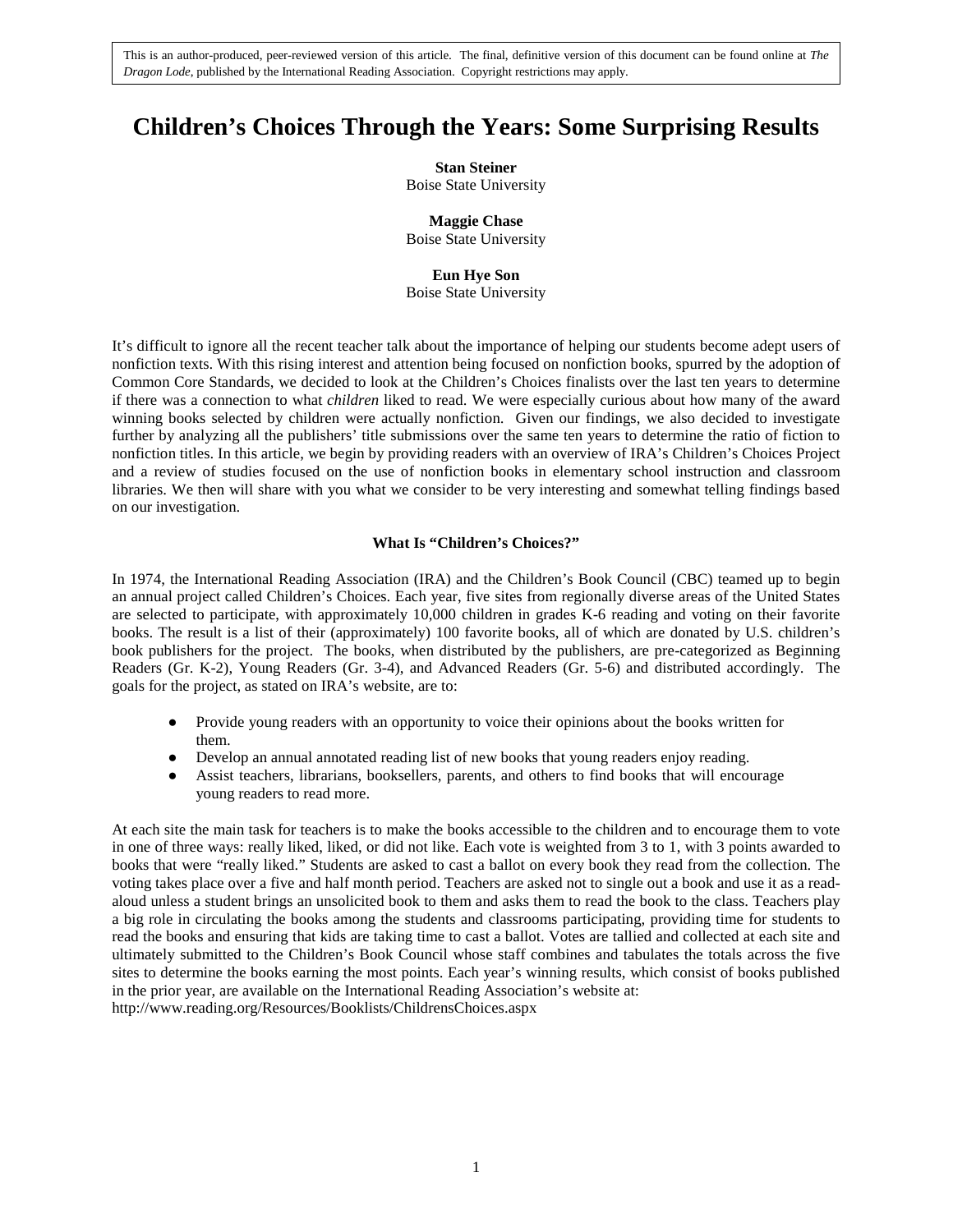> This is an author-produced, peer-reviewed version of this article. The final, definitive version of this document can be found online at *The Dragon Lode*, published by the International Reading Association. Copyright restrictions may apply.

# Children's Choices Through the Years: Some Surprising Results

**Stan Steiner**
Boise State University

**Maggie Chase**
Boise State University

**Eun Hye Son**
Boise State University

It's difficult to ignore all the recent teacher talk about the importance of helping our students become adept users of nonfiction texts. With this rising interest and attention being focused on nonfiction books, spurred by the adoption of Common Core Standards, we decided to look at the Children's Choices finalists over the last ten years to determine if there was a connection to what *children* liked to read. We were especially curious about how many of the award winning books selected by children were actually nonfiction. Given our findings, we also decided to investigate further by analyzing all the publishers' title submissions over the same ten years to determine the ratio of fiction to nonfiction titles. In this article, we begin by providing readers with an overview of IRA's Children's Choices Project and a review of studies focused on the use of nonfiction books in elementary school instruction and classroom libraries. We then will share with you what we consider to be very interesting and somewhat telling findings based on our investigation.

### What Is "Children's Choices?"

In 1974, the International Reading Association (IRA) and the Children's Book Council (CBC) teamed up to begin an annual project called Children's Choices. Each year, five sites from regionally diverse areas of the United States are selected to participate, with approximately 10,000 children in grades K-6 reading and voting on their favorite books. The result is a list of their (approximately) 100 favorite books, all of which are donated by U.S. children's book publishers for the project. The books, when distributed by the publishers, are pre-categorized as Beginning Readers (Gr. K-2), Young Readers (Gr. 3-4), and Advanced Readers (Gr. 5-6) and distributed accordingly. The goals for the project, as stated on IRA's website, are to:

- Provide young readers with an opportunity to voice their opinions about the books written for them.
- Develop an annual annotated reading list of new books that young readers enjoy reading.
- Assist teachers, librarians, booksellers, parents, and others to find books that will encourage young readers to read more.

At each site the main task for teachers is to make the books accessible to the children and to encourage them to vote in one of three ways: really liked, liked, or did not like. Each vote is weighted from 3 to 1, with 3 points awarded to books that were "really liked." Students are asked to cast a ballot on every book they read from the collection. The voting takes place over a five and half month period. Teachers are asked not to single out a book and use it as a read-aloud unless a student brings an unsolicited book to them and asks them to read the book to the class. Teachers play a big role in circulating the books among the students and classrooms participating, providing time for students to read the books and ensuring that kids are taking time to cast a ballot. Votes are tallied and collected at each site and ultimately submitted to the Children's Book Council whose staff combines and tabulates the totals across the five sites to determine the books earning the most points. Each year's winning results, which consist of books published in the prior year, are available on the International Reading Association's website at:
http://www.reading.org/Resources/Booklists/ChildrensChoices.aspx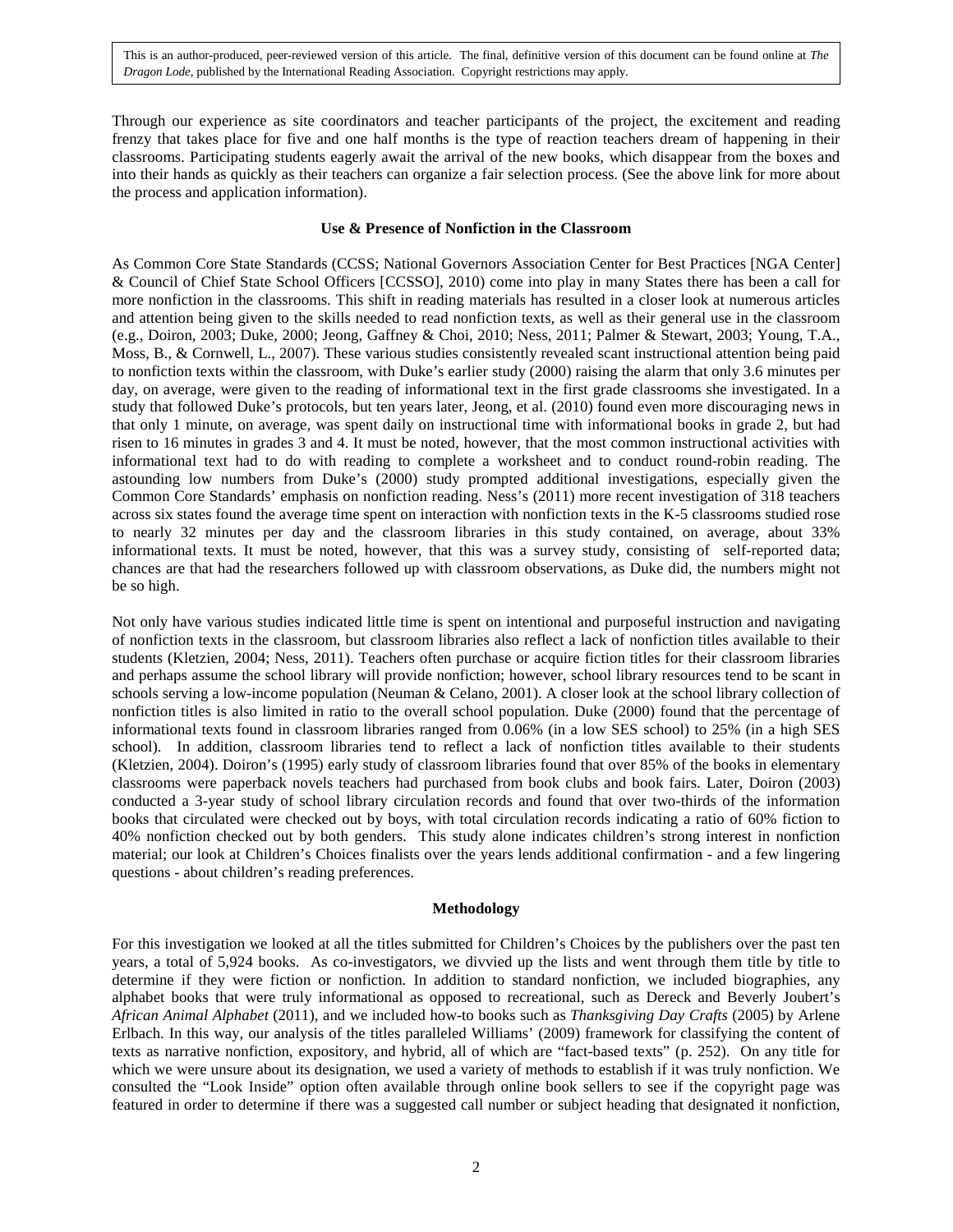Through our experience as site coordinators and teacher participants of the project, the excitement and reading frenzy that takes place for five and one half months is the type of reaction teachers dream of happening in their classrooms. Participating students eagerly await the arrival of the new books, which disappear from the boxes and into their hands as quickly as their teachers can organize a fair selection process. (See the above link for more about the process and application information).

## Use & Presence of Nonfiction in the Classroom

As Common Core State Standards (CCSS; National Governors Association Center for Best Practices [NGA Center] & Council of Chief State School Officers [CCSSO], 2010) come into play in many States there has been a call for more nonfiction in the classrooms. This shift in reading materials has resulted in a closer look at numerous articles and attention being given to the skills needed to read nonfiction texts, as well as their general use in the classroom (e.g., Doiron, 2003; Duke, 2000; Jeong, Gaffney & Choi, 2010; Ness, 2011; Palmer & Stewart, 2003; Young, T.A., Moss, B., & Cornwell, L., 2007). These various studies consistently revealed scant instructional attention being paid to nonfiction texts within the classroom, with Duke's earlier study (2000) raising the alarm that only 3.6 minutes per day, on average, were given to the reading of informational text in the first grade classrooms she investigated. In a study that followed Duke's protocols, but ten years later, Jeong, et al. (2010) found even more discouraging news in that only 1 minute, on average, was spent daily on instructional time with informational books in grade 2, but had risen to 16 minutes in grades 3 and 4. It must be noted, however, that the most common instructional activities with informational text had to do with reading to complete a worksheet and to conduct round-robin reading. The astounding low numbers from Duke's (2000) study prompted additional investigations, especially given the Common Core Standards' emphasis on nonfiction reading. Ness's (2011) more recent investigation of 318 teachers across six states found the average time spent on interaction with nonfiction texts in the K-5 classrooms studied rose to nearly 32 minutes per day and the classroom libraries in this study contained, on average, about 33% informational texts. It must be noted, however, that this was a survey study, consisting of self-reported data; chances are that had the researchers followed up with classroom observations, as Duke did, the numbers might not be so high.

Not only have various studies indicated little time is spent on intentional and purposeful instruction and navigating of nonfiction texts in the classroom, but classroom libraries also reflect a lack of nonfiction titles available to their students (Kletzien, 2004; Ness, 2011). Teachers often purchase or acquire fiction titles for their classroom libraries and perhaps assume the school library will provide nonfiction; however, school library resources tend to be scant in schools serving a low-income population (Neuman & Celano, 2001). A closer look at the school library collection of nonfiction titles is also limited in ratio to the overall school population. Duke (2000) found that the percentage of informational texts found in classroom libraries ranged from 0.06% (in a low SES school) to 25% (in a high SES school). In addition, classroom libraries tend to reflect a lack of nonfiction titles available to their students (Kletzien, 2004). Doiron's (1995) early study of classroom libraries found that over 85% of the books in elementary classrooms were paperback novels teachers had purchased from book clubs and book fairs. Later, Doiron (2003) conducted a 3-year study of school library circulation records and found that over two-thirds of the information books that circulated were checked out by boys, with total circulation records indicating a ratio of 60% fiction to 40% nonfiction checked out by both genders. This study alone indicates children's strong interest in nonfiction material; our look at Children's Choices finalists over the years lends additional confirmation - and a few lingering questions - about children's reading preferences.

## Methodology

For this investigation we looked at all the titles submitted for Children's Choices by the publishers over the past ten years, a total of 5,924 books. As co-investigators, we divvied up the lists and went through them title by title to determine if they were fiction or nonfiction. In addition to standard nonfiction, we included biographies, any alphabet books that were truly informational as opposed to recreational, such as Dereck and Beverly Joubert's *African Animal Alphabet* (2011), and we included how-to books such as *Thanksgiving Day Crafts* (2005) by Arlene Erlbach. In this way, our analysis of the titles paralleled Williams' (2009) framework for classifying the content of texts as narrative nonfiction, expository, and hybrid, all of which are "fact-based texts" (p. 252). On any title for which we were unsure about its designation, we used a variety of methods to establish if it was truly nonfiction. We consulted the "Look Inside" option often available through online book sellers to see if the copyright page was featured in order to determine if there was a suggested call number or subject heading that designated it nonfiction,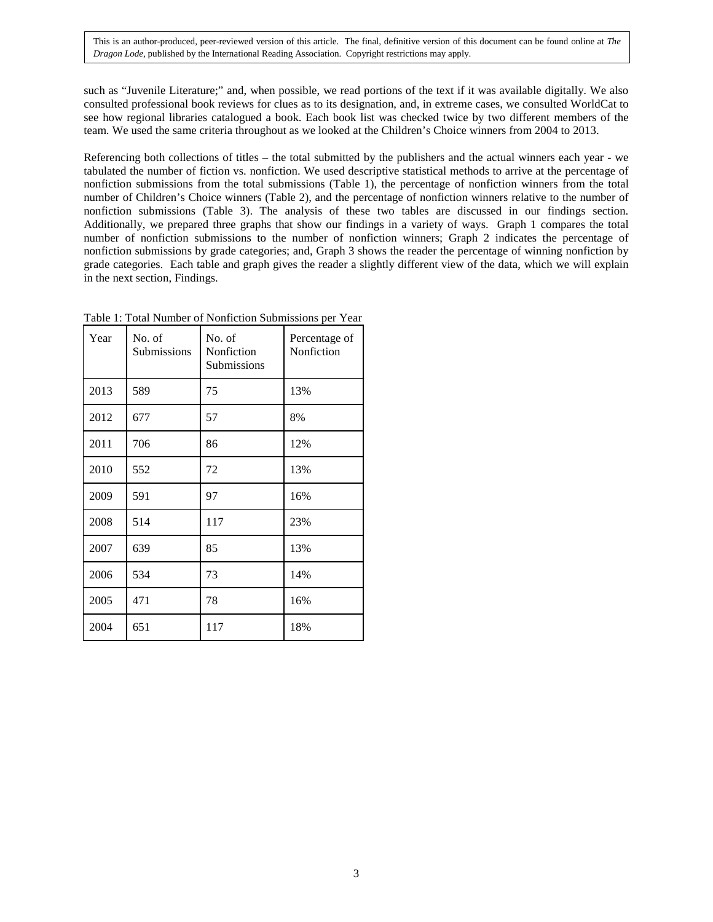such as "Juvenile Literature;" and, when possible, we read portions of the text if it was available digitally. We also consulted professional book reviews for clues as to its designation, and, in extreme cases, we consulted WorldCat to see how regional libraries catalogued a book. Each book list was checked twice by two different members of the team. We used the same criteria throughout as we looked at the Children's Choice winners from 2004 to 2013.

Referencing both collections of titles – the total submitted by the publishers and the actual winners each year - we tabulated the number of fiction vs. nonfiction. We used descriptive statistical methods to arrive at the percentage of nonfiction submissions from the total submissions (Table 1), the percentage of nonfiction winners from the total number of Children's Choice winners (Table 2), and the percentage of nonfiction winners relative to the number of nonfiction submissions (Table 3). The analysis of these two tables are discussed in our findings section. Additionally, we prepared three graphs that show our findings in a variety of ways. Graph 1 compares the total number of nonfiction submissions to the number of nonfiction winners; Graph 2 indicates the percentage of nonfiction submissions by grade categories; and, Graph 3 shows the reader the percentage of winning nonfiction by grade categories. Each table and graph gives the reader a slightly different view of the data, which we will explain in the next section, Findings.

Table 1: Total Number of Nonfiction Submissions per Year

| Year | No. of Submissions | No. of Nonfiction Submissions | Percentage of Nonfiction |
|---|---|---|---|
| 2013 | 589 | 75 | 13% |
| 2012 | 677 | 57 | 8% |
| 2011 | 706 | 86 | 12% |
| 2010 | 552 | 72 | 13% |
| 2009 | 591 | 97 | 16% |
| 2008 | 514 | 117 | 23% |
| 2007 | 639 | 85 | 13% |
| 2006 | 534 | 73 | 14% |
| 2005 | 471 | 78 | 16% |
| 2004 | 651 | 117 | 18% |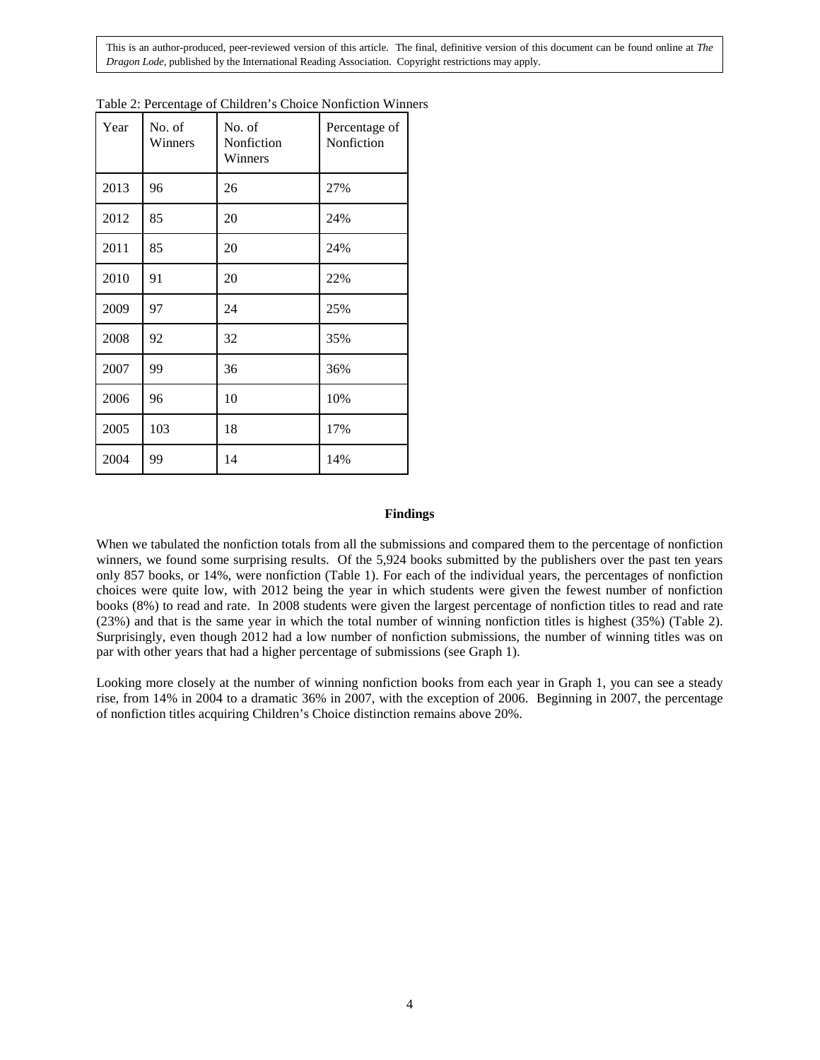This is an author-produced, peer-reviewed version of this article. The final, definitive version of this document can be found online at *The Dragon Lode*, published by the International Reading Association. Copyright restrictions may apply.

Table 2: Percentage of Children's Choice Nonfiction Winners

| Year | No. of Winners | No. of Nonfiction Winners | Percentage of Nonfiction |
|---|---|---|---|
| 2013 | 96 | 26 | 27% |
| 2012 | 85 | 20 | 24% |
| 2011 | 85 | 20 | 24% |
| 2010 | 91 | 20 | 22% |
| 2009 | 97 | 24 | 25% |
| 2008 | 92 | 32 | 35% |
| 2007 | 99 | 36 | 36% |
| 2006 | 96 | 10 | 10% |
| 2005 | 103 | 18 | 17% |
| 2004 | 99 | 14 | 14% |

**Findings**

When we tabulated the nonfiction totals from all the submissions and compared them to the percentage of nonfiction winners, we found some surprising results. Of the 5,924 books submitted by the publishers over the past ten years only 857 books, or 14%, were nonfiction (Table 1). For each of the individual years, the percentages of nonfiction choices were quite low, with 2012 being the year in which students were given the fewest number of nonfiction books (8%) to read and rate. In 2008 students were given the largest percentage of nonfiction titles to read and rate (23%) and that is the same year in which the total number of winning nonfiction titles is highest (35%) (Table 2). Surprisingly, even though 2012 had a low number of nonfiction submissions, the number of winning titles was on par with other years that had a higher percentage of submissions (see Graph 1).

Looking more closely at the number of winning nonfiction books from each year in Graph 1, you can see a steady rise, from 14% in 2004 to a dramatic 36% in 2007, with the exception of 2006. Beginning in 2007, the percentage of nonfiction titles acquiring Children's Choice distinction remains above 20%.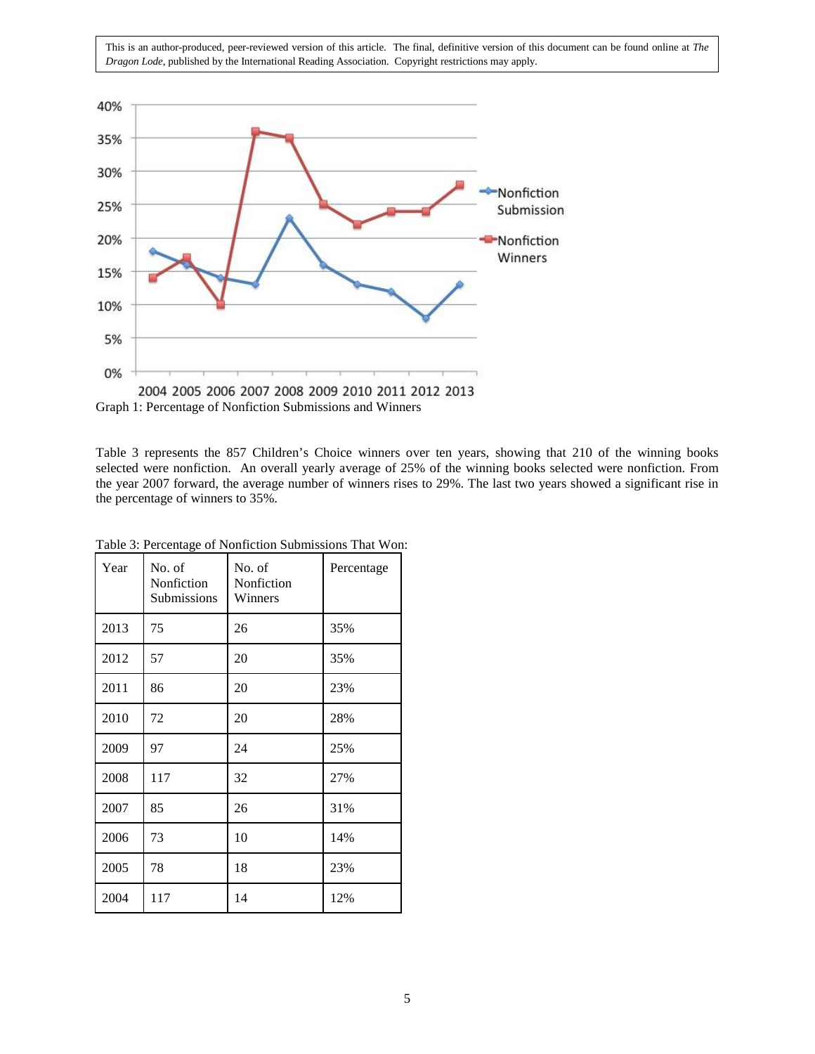Graph 1: Percentage of Nonfiction Submissions and Winners

Table 3 represents the 857 Children's Choice winners over ten years, showing that 210 of the winning books selected were nonfiction. An overall yearly average of 25% of the winning books selected were nonfiction. From the year 2007 forward, the average number of winners rises to 29%. The last two years showed a significant rise in the percentage of winners to 35%.

Table 3: Percentage of Nonfiction Submissions That Won:

| Year | No. of Nonfiction Submissions | No. of Nonfiction Winners | Percentage |
|---|---|---|---|
| 2013 | 75 | 26 | 35% |
| 2012 | 57 | 20 | 35% |
| 2011 | 86 | 20 | 23% |
| 2010 | 72 | 20 | 28% |
| 2009 | 97 | 24 | 25% |
| 2008 | 117 | 32 | 27% |
| 2007 | 85 | 26 | 31% |
| 2006 | 73 | 10 | 14% |
| 2005 | 78 | 18 | 23% |
| 2004 | 117 | 14 | 12% |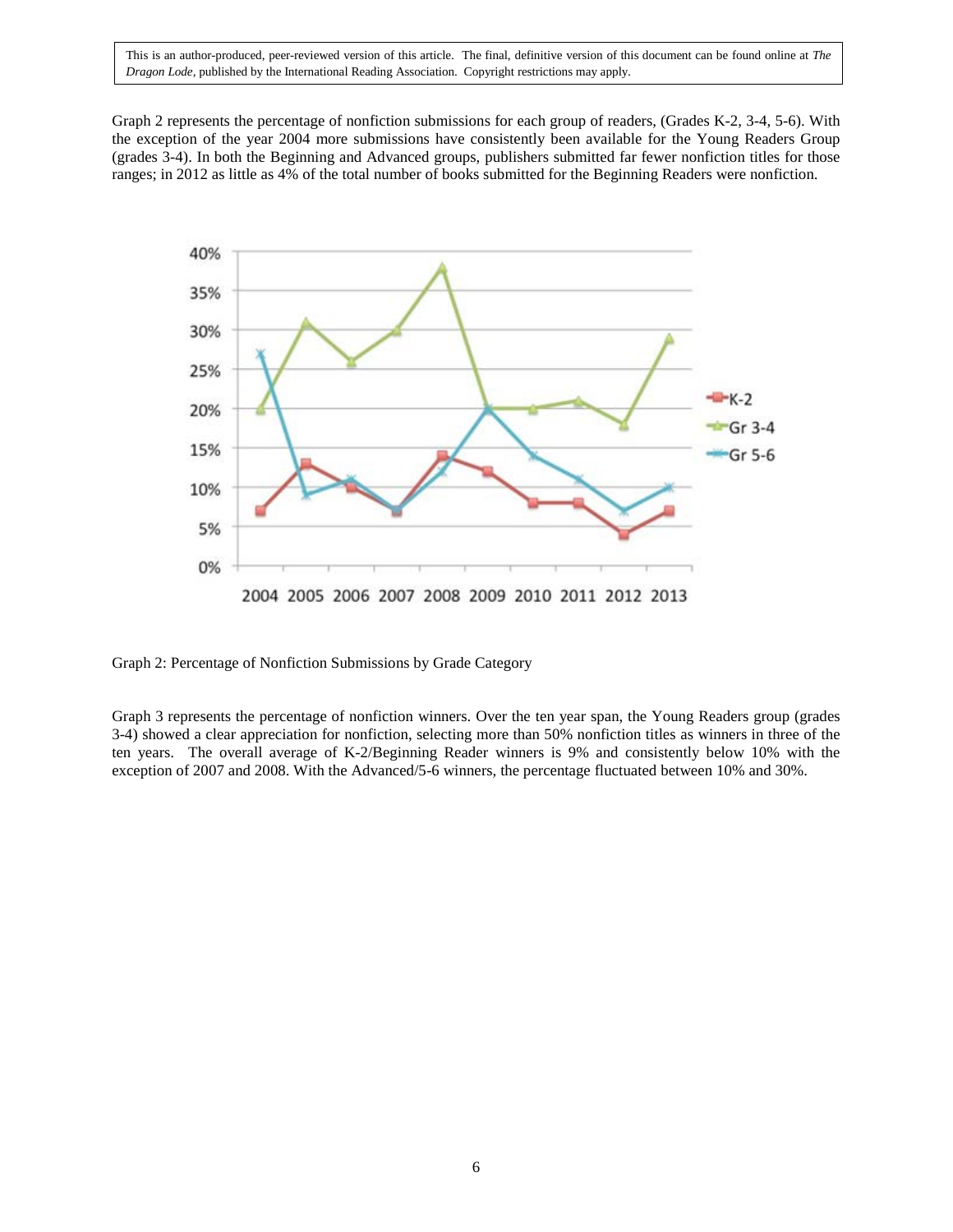Graph 2 represents the percentage of nonfiction submissions for each group of readers, (Grades K-2, 3-4, 5-6). With the exception of the year 2004 more submissions have consistently been available for the Young Readers Group (grades 3-4). In both the Beginning and Advanced groups, publishers submitted far fewer nonfiction titles for those ranges; in 2012 as little as 4% of the total number of books submitted for the Beginning Readers were nonfiction.

Graph 2: Percentage of Nonfiction Submissions by Grade Category

Graph 3 represents the percentage of nonfiction winners. Over the ten year span, the Young Readers group (grades 3-4) showed a clear appreciation for nonfiction, selecting more than 50% nonfiction titles as winners in three of the ten years. The overall average of K-2/Beginning Reader winners is 9% and consistently below 10% with the exception of 2007 and 2008. With the Advanced/5-6 winners, the percentage fluctuated between 10% and 30%.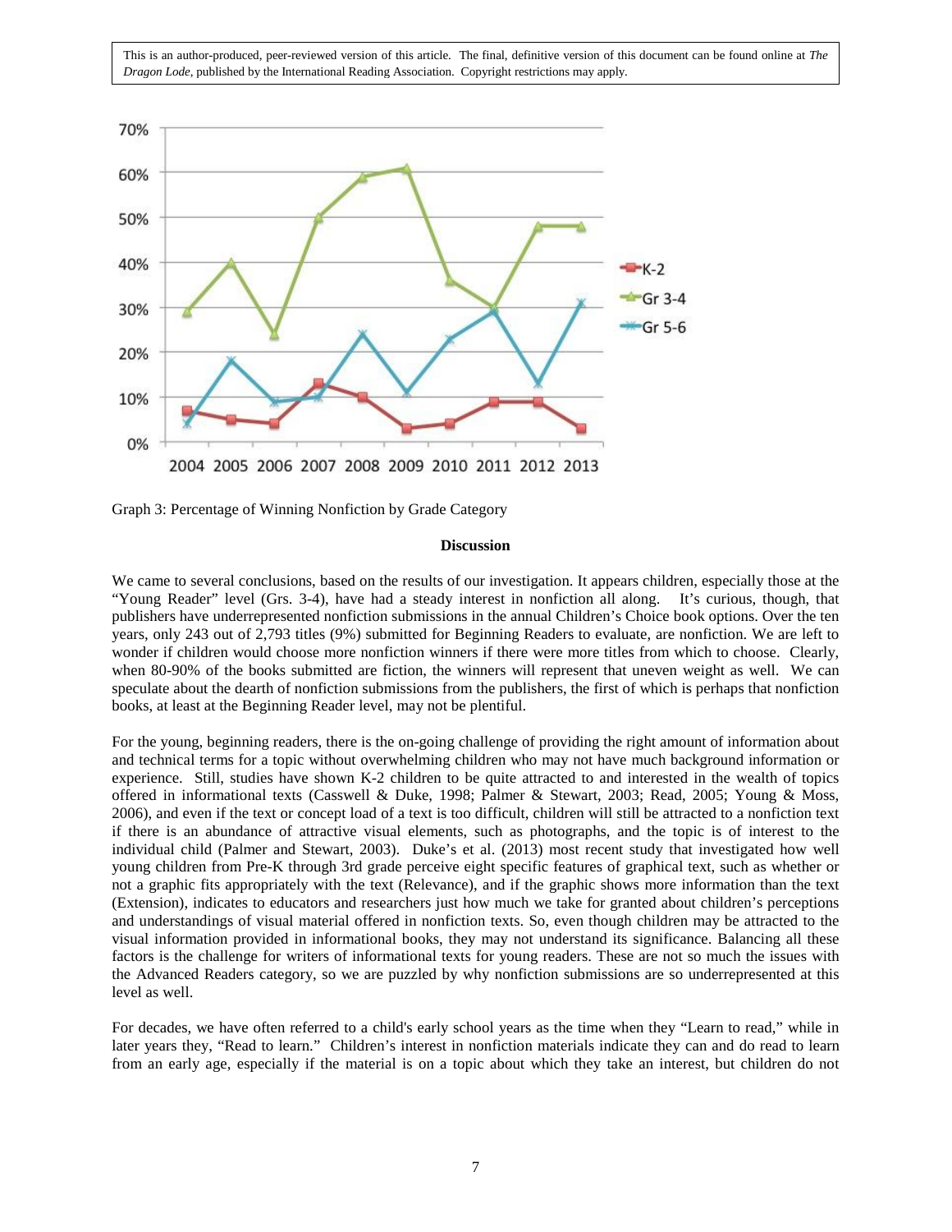This is an author-produced, peer-reviewed version of this article. The final, definitive version of this document can be found online at *The Dragon Lode*, published by the International Reading Association. Copyright restrictions may apply.

Graph 3: Percentage of Winning Nonfiction by Grade Category

**Discussion**

We came to several conclusions, based on the results of our investigation. It appears children, especially those at the "Young Reader" level (Grs. 3-4), have had a steady interest in nonfiction all along. It's curious, though, that publishers have underrepresented nonfiction submissions in the annual Children's Choice book options. Over the ten years, only 243 out of 2,793 titles (9%) submitted for Beginning Readers to evaluate, are nonfiction. We are left to wonder if children would choose more nonfiction winners if there were more titles from which to choose. Clearly, when 80-90% of the books submitted are fiction, the winners will represent that uneven weight as well. We can speculate about the dearth of nonfiction submissions from the publishers, the first of which is perhaps that nonfiction books, at least at the Beginning Reader level, may not be plentiful.

For the young, beginning readers, there is the on-going challenge of providing the right amount of information about and technical terms for a topic without overwhelming children who may not have much background information or experience. Still, studies have shown K-2 children to be quite attracted to and interested in the wealth of topics offered in informational texts (Casswell & Duke, 1998; Palmer & Stewart, 2003; Read, 2005; Young & Moss, 2006), and even if the text or concept load of a text is too difficult, children will still be attracted to a nonfiction text if there is an abundance of attractive visual elements, such as photographs, and the topic is of interest to the individual child (Palmer and Stewart, 2003). Duke's et al. (2013) most recent study that investigated how well young children from Pre-K through 3rd grade perceive eight specific features of graphical text, such as whether or not a graphic fits appropriately with the text (Relevance), and if the graphic shows more information than the text (Extension), indicates to educators and researchers just how much we take for granted about children's perceptions and understandings of visual material offered in nonfiction texts. So, even though children may be attracted to the visual information provided in informational books, they may not understand its significance. Balancing all these factors is the challenge for writers of informational texts for young readers. These are not so much the issues with the Advanced Readers category, so we are puzzled by why nonfiction submissions are so underrepresented at this level as well.

For decades, we have often referred to a child's early school years as the time when they "Learn to read," while in later years they, "Read to learn." Children's interest in nonfiction materials indicate they can and do read to learn from an early age, especially if the material is on a topic about which they take an interest, but children do not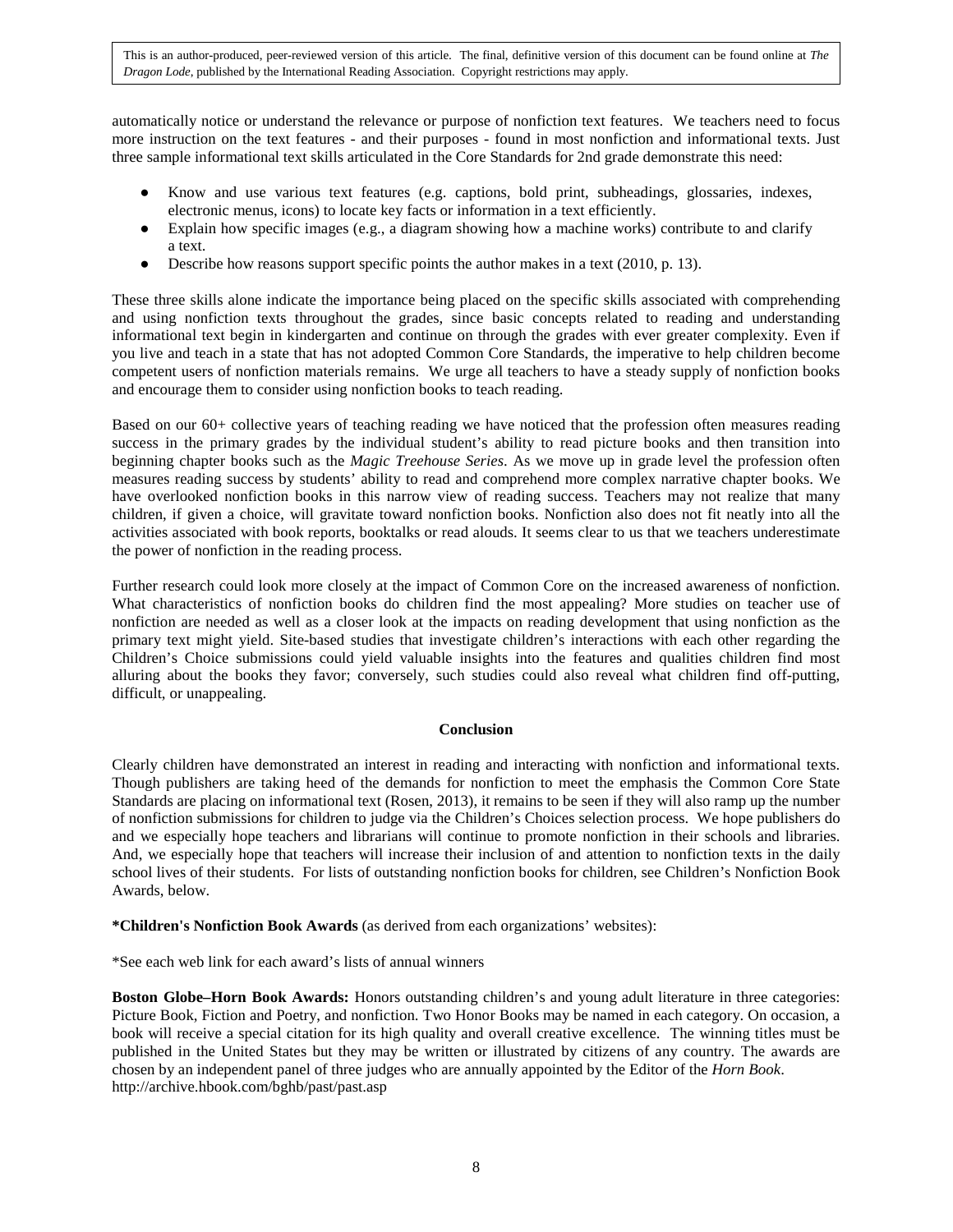automatically notice or understand the relevance or purpose of nonfiction text features. We teachers need to focus more instruction on the text features - and their purposes - found in most nonfiction and informational texts. Just three sample informational text skills articulated in the Core Standards for 2nd grade demonstrate this need:

- Know and use various text features (e.g. captions, bold print, subheadings, glossaries, indexes, electronic menus, icons) to locate key facts or information in a text efficiently.
- Explain how specific images (e.g., a diagram showing how a machine works) contribute to and clarify a text.
- Describe how reasons support specific points the author makes in a text (2010, p. 13).

These three skills alone indicate the importance being placed on the specific skills associated with comprehending and using nonfiction texts throughout the grades, since basic concepts related to reading and understanding informational text begin in kindergarten and continue on through the grades with ever greater complexity. Even if you live and teach in a state that has not adopted Common Core Standards, the imperative to help children become competent users of nonfiction materials remains. We urge all teachers to have a steady supply of nonfiction books and encourage them to consider using nonfiction books to teach reading.

Based on our 60+ collective years of teaching reading we have noticed that the profession often measures reading success in the primary grades by the individual student's ability to read picture books and then transition into beginning chapter books such as the *Magic Treehouse Series*. As we move up in grade level the profession often measures reading success by students' ability to read and comprehend more complex narrative chapter books. We have overlooked nonfiction books in this narrow view of reading success. Teachers may not realize that many children, if given a choice, will gravitate toward nonfiction books. Nonfiction also does not fit neatly into all the activities associated with book reports, booktalks or read alouds. It seems clear to us that we teachers underestimate the power of nonfiction in the reading process.

Further research could look more closely at the impact of Common Core on the increased awareness of nonfiction. What characteristics of nonfiction books do children find the most appealing? More studies on teacher use of nonfiction are needed as well as a closer look at the impacts on reading development that using nonfiction as the primary text might yield. Site-based studies that investigate children's interactions with each other regarding the Children's Choice submissions could yield valuable insights into the features and qualities children find most alluring about the books they favor; conversely, such studies could also reveal what children find off-putting, difficult, or unappealing.

## Conclusion

Clearly children have demonstrated an interest in reading and interacting with nonfiction and informational texts. Though publishers are taking heed of the demands for nonfiction to meet the emphasis the Common Core State Standards are placing on informational text (Rosen, 2013), it remains to be seen if they will also ramp up the number of nonfiction submissions for children to judge via the Children's Choices selection process. We hope publishers do and we especially hope teachers and librarians will continue to promote nonfiction in their schools and libraries. And, we especially hope that teachers will increase their inclusion of and attention to nonfiction texts in the daily school lives of their students. For lists of outstanding nonfiction books for children, see Children's Nonfiction Book Awards, below.

**\*Children's Nonfiction Book Awards** (as derived from each organizations' websites):

\*See each web link for each award's lists of annual winners

**Boston Globe–Horn Book Awards:** Honors outstanding children's and young adult literature in three categories: Picture Book, Fiction and Poetry, and nonfiction. Two Honor Books may be named in each category. On occasion, a book will receive a special citation for its high quality and overall creative excellence. The winning titles must be published in the United States but they may be written or illustrated by citizens of any country. The awards are chosen by an independent panel of three judges who are annually appointed by the Editor of the *Horn Book*. http://archive.hbook.com/bghb/past/past.asp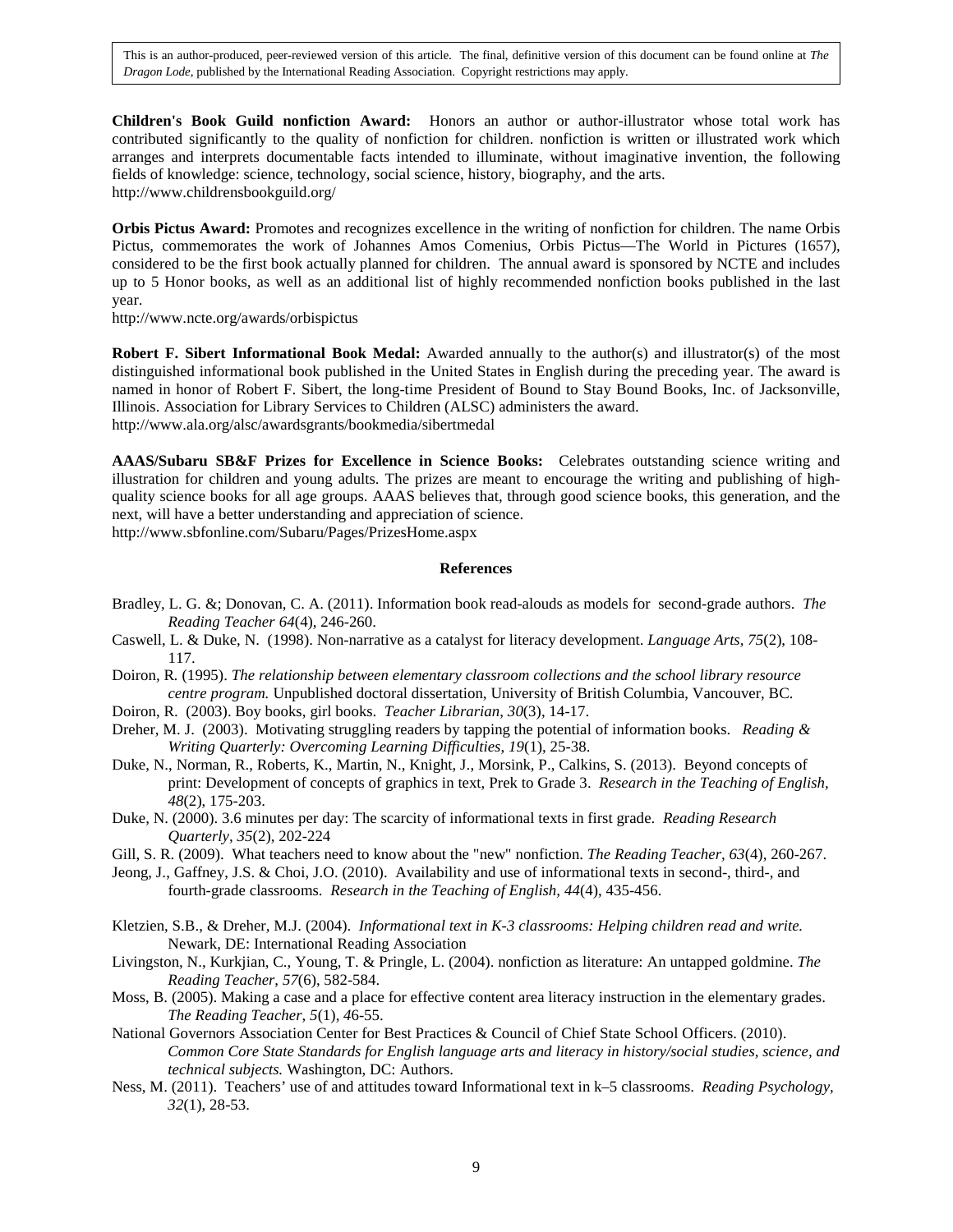This is an author-produced, peer-reviewed version of this article. The final, definitive version of this document can be found online at *The Dragon Lode*, published by the International Reading Association. Copyright restrictions may apply.

**Children's Book Guild nonfiction Award:** Honors an author or author-illustrator whose total work has contributed significantly to the quality of nonfiction for children. nonfiction is written or illustrated work which arranges and interprets documentable facts intended to illuminate, without imaginative invention, the following fields of knowledge: science, technology, social science, history, biography, and the arts.
http://www.childrensbookguild.org/

**Orbis Pictus Award:** Promotes and recognizes excellence in the writing of nonfiction for children. The name Orbis Pictus, commemorates the work of Johannes Amos Comenius, Orbis Pictus—The World in Pictures (1657), considered to be the first book actually planned for children. The annual award is sponsored by NCTE and includes up to 5 Honor books, as well as an additional list of highly recommended nonfiction books published in the last year.
http://www.ncte.org/awards/orbispictus

**Robert F. Sibert Informational Book Medal:** Awarded annually to the author(s) and illustrator(s) of the most distinguished informational book published in the United States in English during the preceding year. The award is named in honor of Robert F. Sibert, the long-time President of Bound to Stay Bound Books, Inc. of Jacksonville, Illinois. Association for Library Services to Children (ALSC) administers the award.
http://www.ala.org/alsc/awardsgrants/bookmedia/sibertmedal

**AAAS/Subaru SB&F Prizes for Excellence in Science Books:** Celebrates outstanding science writing and illustration for children and young adults. The prizes are meant to encourage the writing and publishing of high-quality science books for all age groups. AAAS believes that, through good science books, this generation, and the next, will have a better understanding and appreciation of science.
http://www.sbfonline.com/Subaru/Pages/PrizesHome.aspx

## References

Bradley, L. G. &; Donovan, C. A. (2011). Information book read-alouds as models for second-grade authors. *The Reading Teacher 64*(4), 246-260.

Caswell, L. & Duke, N. (1998). Non-narrative as a catalyst for literacy development. *Language Arts, 75*(2), 108-117.

Doiron, R. (1995). *The relationship between elementary classroom collections and the school library resource centre program.* Unpublished doctoral dissertation, University of British Columbia, Vancouver, BC.

Doiron, R. (2003). Boy books, girl books. *Teacher Librarian*, *30*(3), 14-17.

Dreher, M. J. (2003). Motivating struggling readers by tapping the potential of information books. *Reading & Writing Quarterly: Overcoming Learning Difficulties*, *19*(1), 25-38.

Duke, N., Norman, R., Roberts, K., Martin, N., Knight, J., Morsink, P., Calkins, S. (2013). Beyond concepts of print: Development of concepts of graphics in text, Prek to Grade 3. *Research in the Teaching of English, 48*(2), 175-203.

Duke, N. (2000). 3.6 minutes per day: The scarcity of informational texts in first grade. *Reading Research Quarterly, 35*(2), 202-224

Gill, S. R. (2009). What teachers need to know about the "new" nonfiction. *The Reading Teacher, 63*(4), 260-267.

Jeong, J., Gaffney, J.S. & Choi, J.O. (2010). Availability and use of informational texts in second-, third-, and fourth-grade classrooms. *Research in the Teaching of English, 44*(4), 435-456.

Kletzien, S.B., & Dreher, M.J. (2004). *Informational text in K-3 classrooms: Helping children read and write.* Newark, DE: International Reading Association

Livingston, N., Kurkjian, C., Young, T. & Pringle, L. (2004). nonfiction as literature: An untapped goldmine. *The Reading Teacher*, *57*(6), 582-584.

Moss, B. (2005). Making a case and a place for effective content area literacy instruction in the elementary grades. *The Reading Teacher*, *5*(1), 46-55.

National Governors Association Center for Best Practices & Council of Chief State School Officers. (2010). *Common Core State Standards for English language arts and literacy in history/social studies, science, and technical subjects.* Washington, DC: Authors.

Ness, M. (2011). Teachers' use of and attitudes toward Informational text in k–5 classrooms. *Reading Psychology*, *32*(1), 28-53.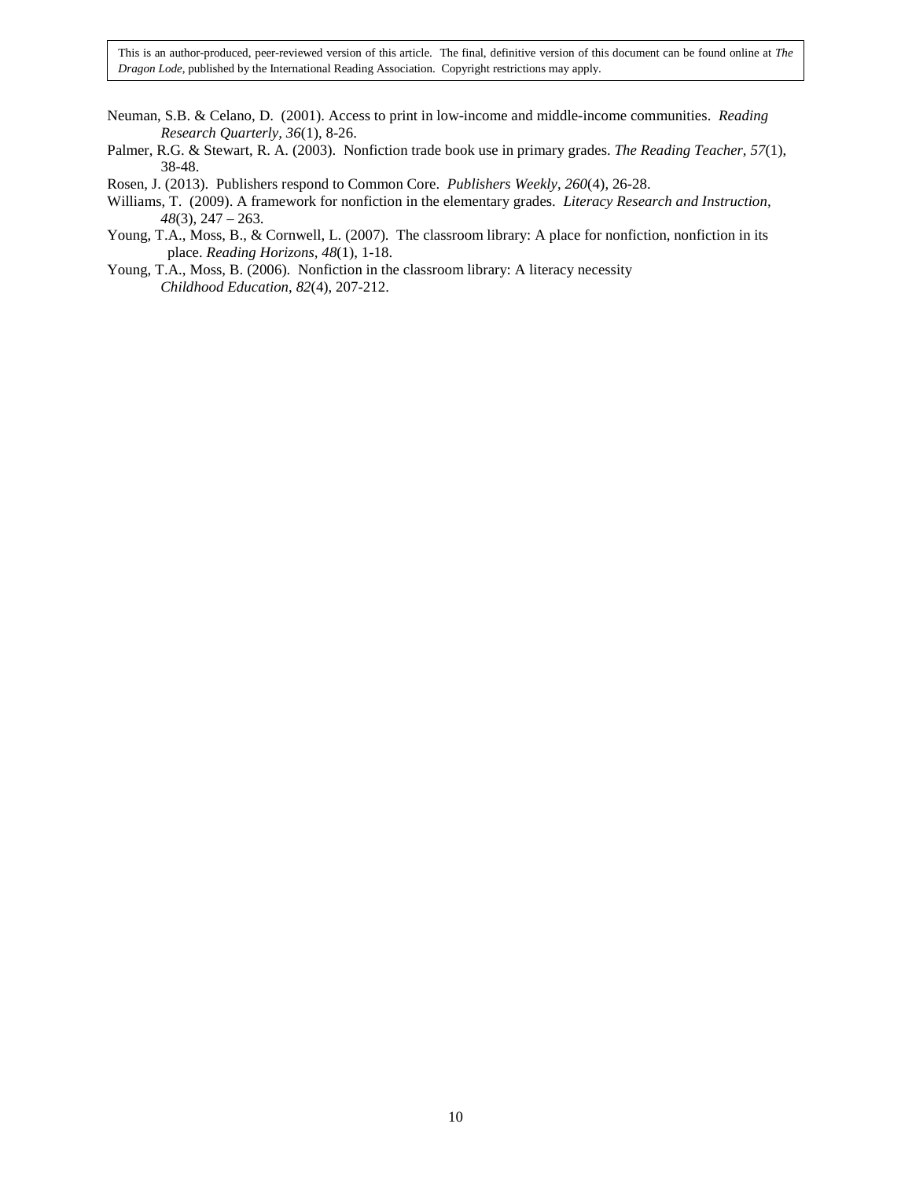This is an author-produced, peer-reviewed version of this article. The final, definitive version of this document can be found online at *The Dragon Lode*, published by the International Reading Association. Copyright restrictions may apply.

Neuman, S.B. & Celano, D. (2001). Access to print in low-income and middle-income communities. *Reading Research Quarterly*, *36*(1), 8-26.

Palmer, R.G. & Stewart, R. A. (2003). Nonfiction trade book use in primary grades. *The Reading Teacher, 57*(1), 38-48.

Rosen, J. (2013). Publishers respond to Common Core. *Publishers Weekly*, *260*(4), 26-28.

Williams, T. (2009). A framework for nonfiction in the elementary grades. *Literacy Research and Instruction, 48*(3), 247 – 263.

Young, T.A., Moss, B., & Cornwell, L. (2007). The classroom library: A place for nonfiction, nonfiction in its place. *Reading Horizons, 48*(1), 1-18.

Young, T.A., Moss, B. (2006). Nonfiction in the classroom library: A literacy necessity *Childhood Education*, *82*(4), 207-212.